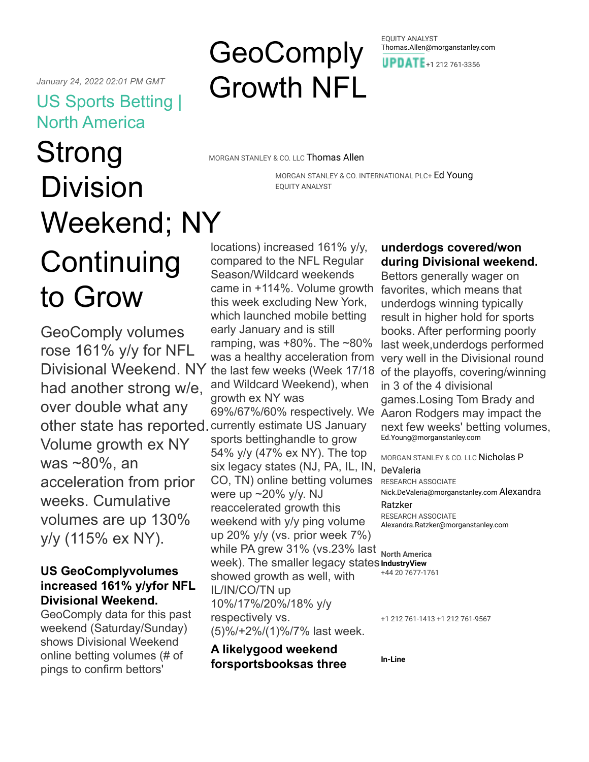January 24, 2022 02:01 PM GMT

US Sports Betting | North America

# GeoComply Growth NFL

UPDATE

# Strong Division Weekend; NY Continuing to Grow

GeoComply volumes rose 161% y/y for NFL Divisional Weekend. NY had another strong w/e, over double what any other state has reported. Volume growth ex NY was ~80%, an acceleration from prior weeks. Cumulative volumes are up 130% y/y (115% ex NY).

**US GeoComplyvolumes increased 161% y/yfor NFL Divisional Weekend.** GeoComply data for this past weekend (Saturday/Sunday) shows Divisional Weekend online betting volumes (# of pings to confirm bettors' locations) increased 161% y/y, compared to the NFL Regular Season/Wildcard weekends came in +114%. Volume growth this week excluding New York, which launched mobile betting early January and is still ramping, was +80%. The ~80% was a healthy acceleration from the last few weeks (Week 17/18 and Wildcard Weekend), when growth ex NY was 69%/67%/60% respectively. We currently estimate US January sports bettinghandle to grow 54% y/y (47% ex NY). The top six legacy states (NJ, PA, IL, IN, CO, TN) online betting volumes were up ~20% y/y. NJ reaccelerated growth this weekend with y/y ping volume up 20% y/y (vs. prior week 7%) while PA grew 31% (vs.23% last week). The smaller legacy states showed growth as well, with IL/IN/CO/TN up 10%/17%/20%/18% y/y respectively vs. (5)%/+2%/(1)%/7% last week.

**A likelygood weekend forsportsbooksas three underdogs covered/won during Divisional weekend.** Bettors generally wager on favorites, which means that underdogs winning typically result in higher hold for sports books. After performing poorly last week,underdogs performed very well in the Divisional round of the playoffs, covering/winning in 3 of the 4 divisional games.Losing Tom Brady and Aaron Rodgers may impact the next few weeks' betting volumes,

MORGAN STANLEY & CO. LLC Thomas Allen
EQUITY ANALYST
Thomas.Allen@morganstanley.com +1 212 761-3356

MORGAN STANLEY & CO. INTERNATIONAL PLC+ Ed Young
EQUITY ANALYST
Ed.Young@morganstanley.com +44 20 7677-1761

MORGAN STANLEY & CO. LLC Nicholas P DeValeria
RESEARCH ASSOCIATE
Nick.DeValeria@morganstanley.com +1 212 761-1413

Alexandra Ratzker
RESEARCH ASSOCIATE
Alexandra.Ratzker@morganstanley.com +1 212 761-9567

**North America**
**IndustryView**

**In-Line**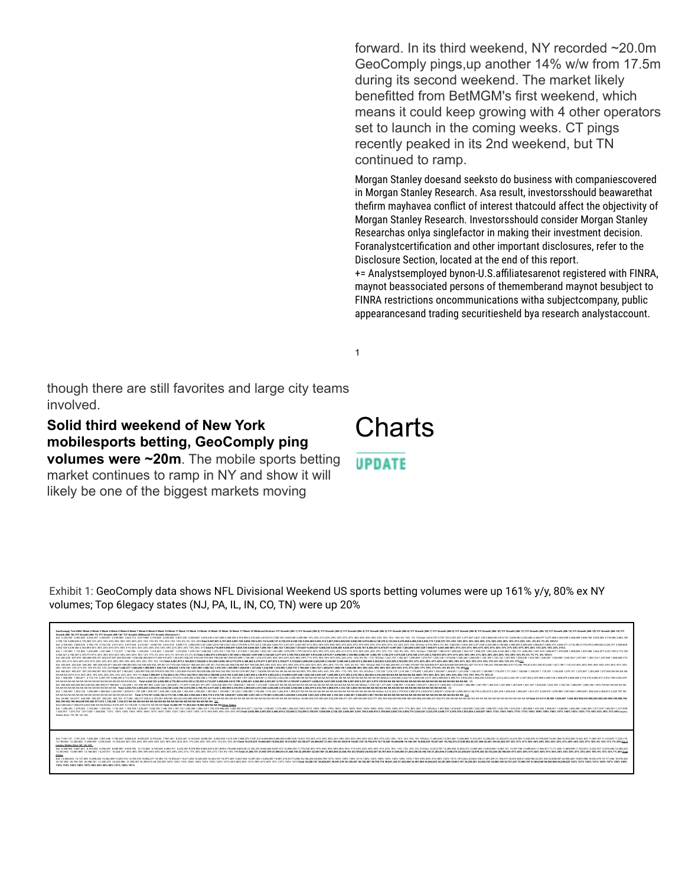forward. In its third weekend, NY recorded ~20.0m GeoComply pings,up another 14% w/w from 17.5m during its second weekend. The market likely benefitted from BetMGM's first weekend, which means it could keep growing with 4 other operators set to launch in the coming weeks. CT pings recently peaked in its 2nd weekend, but TN continued to ramp.

Morgan Stanley doesand seeksto do business with companiescovered in Morgan Stanley Research. Asa result, investorsshould beawarethat thefirm mayhavea conflict of interest thatcould affect the objectivity of Morgan Stanley Research. Investorsshould consider Morgan Stanley Researchas onlya singlefactor in making their investment decision. Foranalystcertification and other important disclosures, refer to the Disclosure Section, located at the end of this report.
+= Analystsemployed bynon-U.S.affiliatesarenot registered with FINRA, maynot beassociated persons of thememberand maynot besubject to FINRA restrictions oncommunications witha subjectcompany, public appearancesand trading securitiesheld bya research analystaccount.

though there are still favorites and large city teams involved.

**Solid third weekend of New York mobilesports betting, GeoComply ping volumes were ~20m**. The mobile sports betting market continues to ramp in NY and show it will likely be one of the biggest markets moving

# Charts

UPDATE

Exhibit 1: GeoComply data shows NFL Divisional Weekend US sports betting volumes were up 161% y/y, 80% ex NY volumes; Top 6legacy states (NJ, PA, IL, IN, CO, TN) were up 20%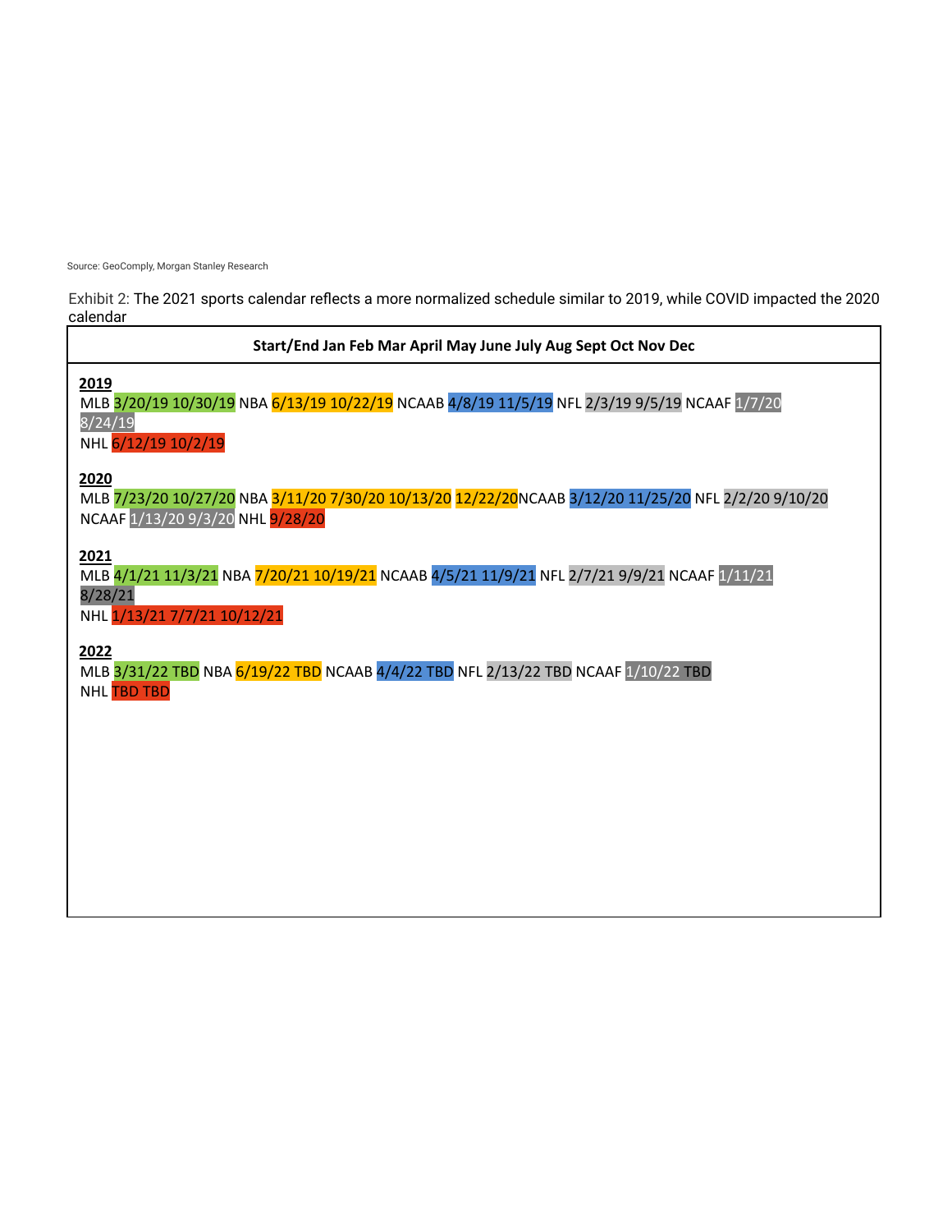Source: GeoComply, Morgan Stanley Research

Exhibit 2: The 2021 sports calendar reflects a more normalized schedule similar to 2019, while COVID impacted the 2020 calendar

**Start/End Jan Feb Mar April May June July Aug Sept Oct Nov Dec**

**2019**

MLB 3/20/19 10/30/19 NBA 6/13/19 10/22/19 NCAAB 4/8/19 11/5/19 NFL 2/3/19 9/5/19 NCAAF 1/7/20 8/24/19

NHL 6/12/19 10/2/19

**2020**

MLB 7/23/20 10/27/20 NBA 3/11/20 7/30/20 10/13/20 12/22/20NCAAB 3/12/20 11/25/20 NFL 2/2/20 9/10/20 NCAAF 1/13/20 9/3/20 NHL 9/28/20

**2021**

MLB 4/1/21 11/3/21 NBA 7/20/21 10/19/21 NCAAB 4/5/21 11/9/21 NFL 2/7/21 9/9/21 NCAAF 1/11/21 8/28/21

NHL 1/13/21 7/7/21 10/12/21

**2022**

MLB 3/31/22 TBD NBA 6/19/22 TBD NCAAB 4/4/22 TBD NFL 2/13/22 TBD NCAAF 1/10/22 TBD

NHL TBD TBD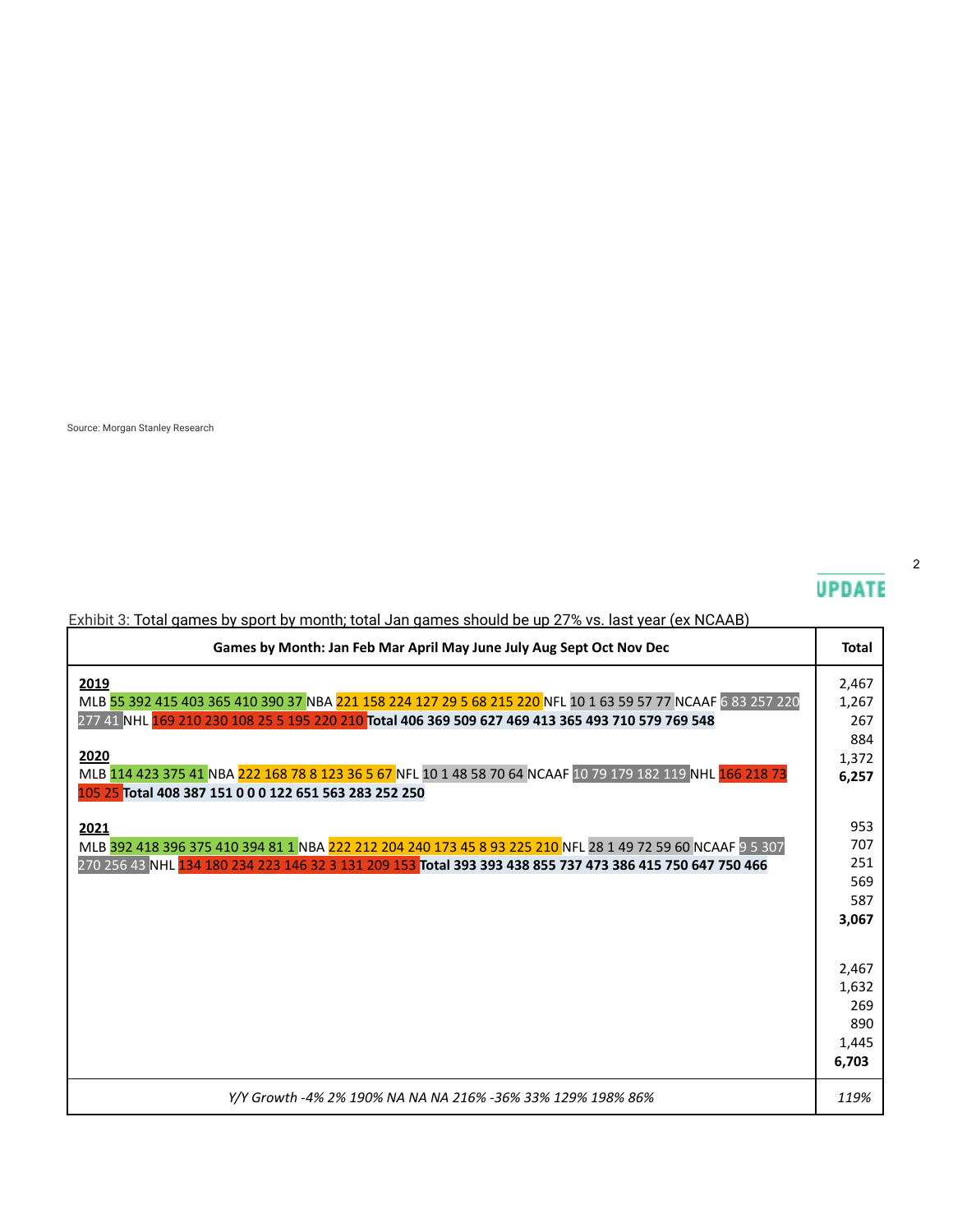Source: Morgan Stanley Research

UPDATE

Exhibit 3: Total games by sport by month; total Jan games should be up 27% vs. last year (ex NCAAB)

| Games by Month: Jan Feb Mar April May June July Aug Sept Oct Nov Dec | Total |
|---|---|
| **2019**<br>MLB 55 392 415 403 365 410 390 37 NBA 221 158 224 127 29 5 68 215 220 NFL 10 1 63 59 57 77 NCAAF 6 83 257 220 277 41 NHL 169 210 230 108 25 5 195 220 210 **Total 406 369 509 627 469 413 365 493 710 579 769 548** | 2,467<br>1,267<br>267<br>884<br>1,372<br>**6,257** |
| **2020**<br>MLB 114 423 375 41 NBA 222 168 78 8 123 36 5 67 NFL 10 1 48 58 70 64 NCAAF 10 79 179 182 119 NHL 166 218 73 105 25 **Total 408 387 151 0 0 0 122 651 563 283 252 250** | 953<br>707<br>251<br>569<br>587<br>**3,067** |
| **2021**<br>MLB 392 418 396 375 410 394 81 1 NBA 222 212 204 240 173 45 8 93 225 210 NFL 28 1 49 72 59 60 NCAAF 9 5 307 270 256 43 NHL 134 180 234 223 146 32 3 131 209 153 **Total 393 393 438 855 737 473 386 415 750 647 750 466** | 2,467<br>1,632<br>269<br>890<br>1,445<br>**6,703** |
| *Y/Y Growth -4% 2% 190% NA NA NA 216% -36% 33% 129% 198% 86%* | *119%* |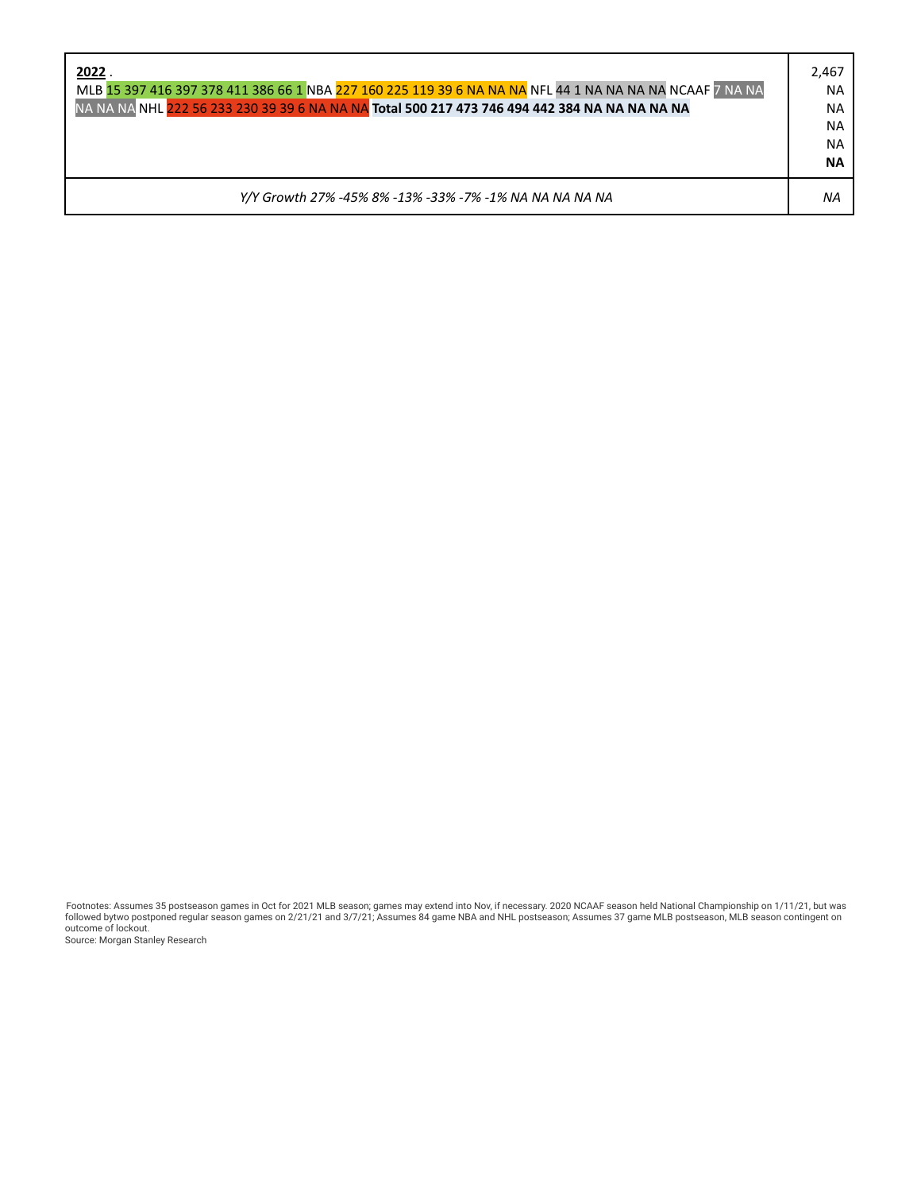| **2022** . MLB 15 397 416 397 378 411 386 66 1 NBA 227 160 225 119 39 6 NA NA NA NFL 44 1 NA NA NA NA NCAAF 7 NA NA NA NA NA NHL 222 56 233 230 39 39 6 NA NA NA **Total 500 217 473 746 494 442 384 NA NA NA NA NA** | 2,467 NA NA NA NA **NA** |
|---|---|
| *Y/Y Growth 27% -45% 8% -13% -33% -7% -1% NA NA NA NA NA* | *NA* |

Footnotes: Assumes 35 postseason games in Oct for 2021 MLB season; games may extend into Nov, if necessary. 2020 NCAAF season held National Championship on 1/11/21, but was followed bytwo postponed regular season games on 2/21/21 and 3/7/21; Assumes 84 game NBA and NHL postseason; Assumes 37 game MLB postseason, MLB season contingent on outcome of lockout.

Source: Morgan Stanley Research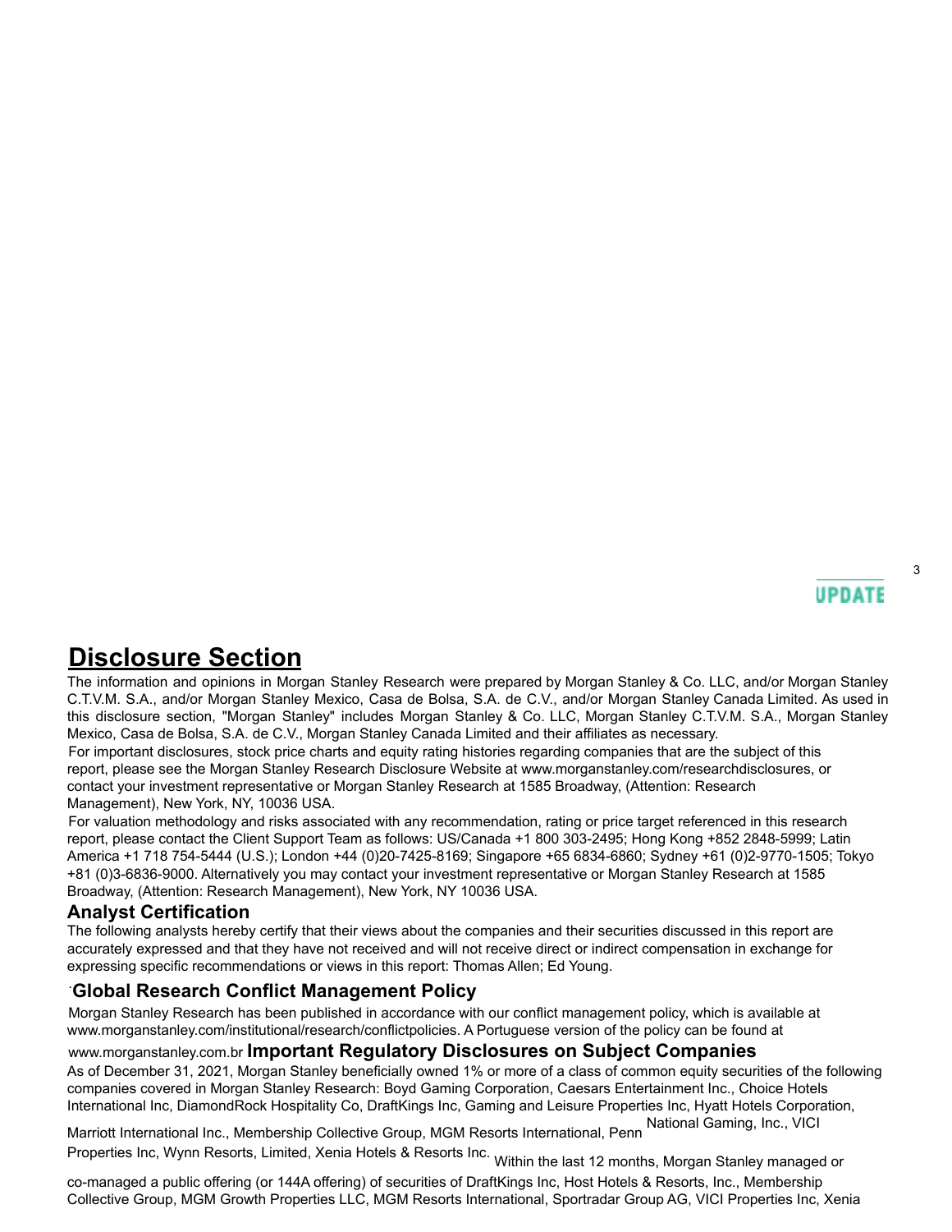# Disclosure Section

The information and opinions in Morgan Stanley Research were prepared by Morgan Stanley & Co. LLC, and/or Morgan Stanley C.T.V.M. S.A., and/or Morgan Stanley Mexico, Casa de Bolsa, S.A. de C.V., and/or Morgan Stanley Canada Limited. As used in this disclosure section, "Morgan Stanley" includes Morgan Stanley & Co. LLC, Morgan Stanley C.T.V.M. S.A., Morgan Stanley Mexico, Casa de Bolsa, S.A. de C.V., Morgan Stanley Canada Limited and their affiliates as necessary.

For important disclosures, stock price charts and equity rating histories regarding companies that are the subject of this report, please see the Morgan Stanley Research Disclosure Website at www.morganstanley.com/researchdisclosures, or contact your investment representative or Morgan Stanley Research at 1585 Broadway, (Attention: Research Management), New York, NY, 10036 USA.

For valuation methodology and risks associated with any recommendation, rating or price target referenced in this research report, please contact the Client Support Team as follows: US/Canada +1 800 303-2495; Hong Kong +852 2848-5999; Latin America +1 718 754-5444 (U.S.); London +44 (0)20-7425-8169; Singapore +65 6834-6860; Sydney +61 (0)2-9770-1505; Tokyo +81 (0)3-6836-9000. Alternatively you may contact your investment representative or Morgan Stanley Research at 1585 Broadway, (Attention: Research Management), New York, NY 10036 USA.

## Analyst Certification

The following analysts hereby certify that their views about the companies and their securities discussed in this report are accurately expressed and that they have not received and will not receive direct or indirect compensation in exchange for expressing specific recommendations or views in this report: Thomas Allen; Ed Young.

## Global Research Conflict Management Policy

Morgan Stanley Research has been published in accordance with our conflict management policy, which is available at www.morganstanley.com/institutional/research/conflictpolicies. A Portuguese version of the policy can be found at www.morganstanley.com.br

## Important Regulatory Disclosures on Subject Companies

As of December 31, 2021, Morgan Stanley beneficially owned 1% or more of a class of common equity securities of the following companies covered in Morgan Stanley Research: Boyd Gaming Corporation, Caesars Entertainment Inc., Choice Hotels International Inc, DiamondRock Hospitality Co, DraftKings Inc, Gaming and Leisure Properties Inc, Hyatt Hotels Corporation, Marriott International Inc., Membership Collective Group, MGM Resorts International, Penn National Gaming, Inc., VICI Properties Inc, Wynn Resorts, Limited, Xenia Hotels & Resorts Inc.

Within the last 12 months, Morgan Stanley managed or co-managed a public offering (or 144A offering) of securities of DraftKings Inc, Host Hotels & Resorts, Inc., Membership Collective Group, MGM Growth Properties LLC, MGM Resorts International, Sportradar Group AG, VICI Properties Inc, Xenia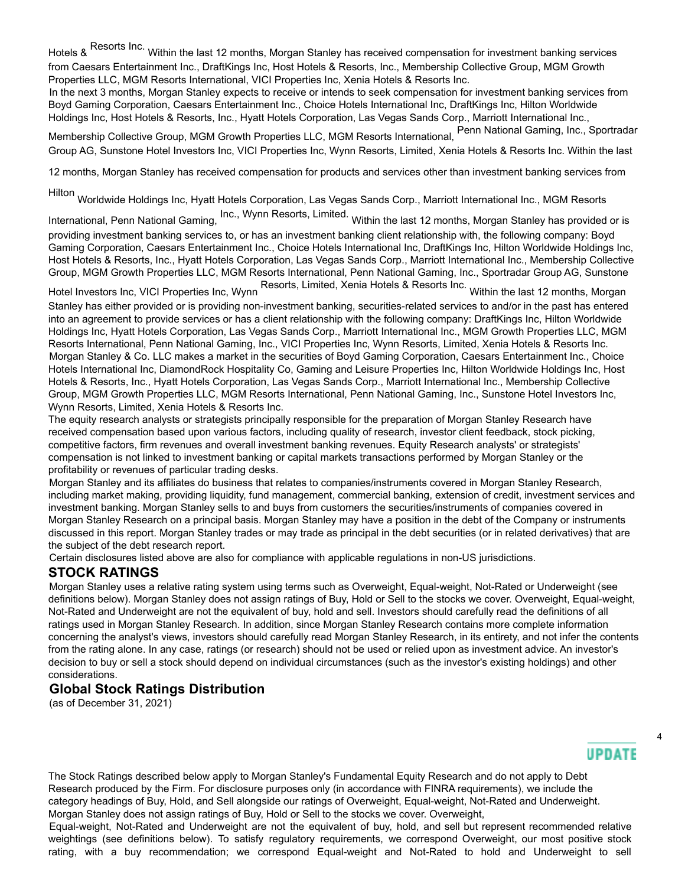Hotels & Resorts Inc. Within the last 12 months, Morgan Stanley has received compensation for investment banking services from Caesars Entertainment Inc., DraftKings Inc, Host Hotels & Resorts, Inc., Membership Collective Group, MGM Growth Properties LLC, MGM Resorts International, VICI Properties Inc, Xenia Hotels & Resorts Inc.

In the next 3 months, Morgan Stanley expects to receive or intends to seek compensation for investment banking services from Boyd Gaming Corporation, Caesars Entertainment Inc., Choice Hotels International Inc, DraftKings Inc, Hilton Worldwide Holdings Inc, Host Hotels & Resorts, Inc., Hyatt Hotels Corporation, Las Vegas Sands Corp., Marriott International Inc., Membership Collective Group, MGM Growth Properties LLC, MGM Resorts International, Penn National Gaming, Inc., Sportradar Group AG, Sunstone Hotel Investors Inc, VICI Properties Inc, Wynn Resorts, Limited, Xenia Hotels & Resorts Inc. Within the last 12 months, Morgan Stanley has received compensation for products and services other than investment banking services from Hilton Worldwide Holdings Inc, Hyatt Hotels Corporation, Las Vegas Sands Corp., Marriott International Inc., MGM Resorts International, Penn National Gaming, Inc., Wynn Resorts, Limited. Within the last 12 months, Morgan Stanley has provided or is providing investment banking services to, or has an investment banking client relationship with, the following company: Boyd Gaming Corporation, Caesars Entertainment Inc., Choice Hotels International Inc, DraftKings Inc, Hilton Worldwide Holdings Inc, Host Hotels & Resorts, Inc., Hyatt Hotels Corporation, Las Vegas Sands Corp., Marriott International Inc., Membership Collective Group, MGM Growth Properties LLC, MGM Resorts International, Penn National Gaming, Inc., Sportradar Group AG, Sunstone Hotel Investors Inc, VICI Properties Inc, Wynn Resorts, Limited, Xenia Hotels & Resorts Inc. Within the last 12 months, Morgan Stanley has either provided or is providing non-investment banking, securities-related services to and/or in the past has entered into an agreement to provide services or has a client relationship with the following company: DraftKings Inc, Hilton Worldwide Holdings Inc, Hyatt Hotels Corporation, Las Vegas Sands Corp., Marriott International Inc., MGM Growth Properties LLC, MGM Resorts International, Penn National Gaming, Inc., VICI Properties Inc, Wynn Resorts, Limited, Xenia Hotels & Resorts Inc.

Morgan Stanley & Co. LLC makes a market in the securities of Boyd Gaming Corporation, Caesars Entertainment Inc., Choice Hotels International Inc, DiamondRock Hospitality Co, Gaming and Leisure Properties Inc, Hilton Worldwide Holdings Inc, Host Hotels & Resorts, Inc., Hyatt Hotels Corporation, Las Vegas Sands Corp., Marriott International Inc., Membership Collective Group, MGM Growth Properties LLC, MGM Resorts International, Penn National Gaming, Inc., Sunstone Hotel Investors Inc, Wynn Resorts, Limited, Xenia Hotels & Resorts Inc.

The equity research analysts or strategists principally responsible for the preparation of Morgan Stanley Research have received compensation based upon various factors, including quality of research, investor client feedback, stock picking, competitive factors, firm revenues and overall investment banking revenues. Equity Research analysts' or strategists' compensation is not linked to investment banking or capital markets transactions performed by Morgan Stanley or the profitability or revenues of particular trading desks.

Morgan Stanley and its affiliates do business that relates to companies/instruments covered in Morgan Stanley Research, including market making, providing liquidity, fund management, commercial banking, extension of credit, investment services and investment banking. Morgan Stanley sells to and buys from customers the securities/instruments of companies covered in Morgan Stanley Research on a principal basis. Morgan Stanley may have a position in the debt of the Company or instruments discussed in this report. Morgan Stanley trades or may trade as principal in the debt securities (or in related derivatives) that are the subject of the debt research report.

Certain disclosures listed above are also for compliance with applicable regulations in non-US jurisdictions.

## STOCK RATINGS

Morgan Stanley uses a relative rating system using terms such as Overweight, Equal-weight, Not-Rated or Underweight (see definitions below). Morgan Stanley does not assign ratings of Buy, Hold or Sell to the stocks we cover. Overweight, Equal-weight, Not-Rated and Underweight are not the equivalent of buy, hold and sell. Investors should carefully read the definitions of all ratings used in Morgan Stanley Research. In addition, since Morgan Stanley Research contains more complete information concerning the analyst's views, investors should carefully read Morgan Stanley Research, in its entirety, and not infer the contents from the rating alone. In any case, ratings (or research) should not be used or relied upon as investment advice. An investor's decision to buy or sell a stock should depend on individual circumstances (such as the investor's existing holdings) and other considerations.

### Global Stock Ratings Distribution

(as of December 31, 2021)

The Stock Ratings described below apply to Morgan Stanley's Fundamental Equity Research and do not apply to Debt Research produced by the Firm. For disclosure purposes only (in accordance with FINRA requirements), we include the category headings of Buy, Hold, and Sell alongside our ratings of Overweight, Equal-weight, Not-Rated and Underweight. Morgan Stanley does not assign ratings of Buy, Hold or Sell to the stocks we cover. Overweight, Equal-weight, Not-Rated and Underweight are not the equivalent of buy, hold, and sell but represent recommended relative weightings (see definitions below). To satisfy regulatory requirements, we correspond Overweight, our most positive stock rating, with a buy recommendation; we correspond Equal-weight and Not-Rated to hold and Underweight to sell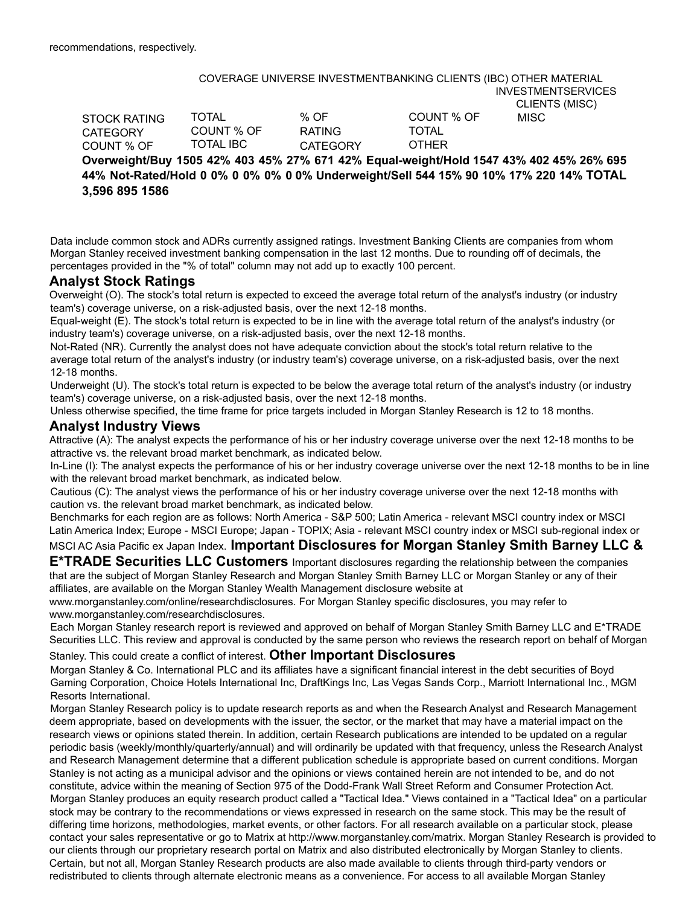recommendations, respectively.

| STOCK RATING CATEGORY | COVERAGE UNIVERSE | | INVESTMENT BANKING CLIENTS (IBC) | | | OTHER MATERIAL INVESTMENT SERVICES CLIENTS (MISC) | |
|---|---|---|---|---|---|---|---|
| | COUNT | % OF TOTAL | COUNT | % OF TOTAL IBC | % OF RATING CATEGORY | COUNT | % OF TOTAL OTHER MISC |
| Overweight/Buy | 1505 | 42% | 403 | 45% | 27% | 671 | 42% |
| Equal-weight/Hold | 1547 | 43% | 402 | 45% | 26% | 695 | 44% |
| Not-Rated/Hold | 0 | 0% | 0 | 0% | 0% | 0 | 0% |
| Underweight/Sell | 544 | 15% | 90 | 10% | 17% | 220 | 14% |
| TOTAL | 3,596 | | 895 | | | 1586 | |

Data include common stock and ADRs currently assigned ratings. Investment Banking Clients are companies from whom Morgan Stanley received investment banking compensation in the last 12 months. Due to rounding off of decimals, the percentages provided in the "% of total" column may not add up to exactly 100 percent.

## Analyst Stock Ratings

Overweight (O). The stock's total return is expected to exceed the average total return of the analyst's industry (or industry team's) coverage universe, on a risk-adjusted basis, over the next 12-18 months.

Equal-weight (E). The stock's total return is expected to be in line with the average total return of the analyst's industry (or industry team's) coverage universe, on a risk-adjusted basis, over the next 12-18 months.

Not-Rated (NR). Currently the analyst does not have adequate conviction about the stock's total return relative to the average total return of the analyst's industry (or industry team's) coverage universe, on a risk-adjusted basis, over the next 12-18 months.

Underweight (U). The stock's total return is expected to be below the average total return of the analyst's industry (or industry team's) coverage universe, on a risk-adjusted basis, over the next 12-18 months.

Unless otherwise specified, the time frame for price targets included in Morgan Stanley Research is 12 to 18 months.

## Analyst Industry Views

Attractive (A): The analyst expects the performance of his or her industry coverage universe over the next 12-18 months to be attractive vs. the relevant broad market benchmark, as indicated below.

In-Line (I): The analyst expects the performance of his or her industry coverage universe over the next 12-18 months to be in line with the relevant broad market benchmark, as indicated below.

Cautious (C): The analyst views the performance of his or her industry coverage universe over the next 12-18 months with caution vs. the relevant broad market benchmark, as indicated below.

Benchmarks for each region are as follows: North America - S&P 500; Latin America - relevant MSCI country index or MSCI Latin America Index; Europe - MSCI Europe; Japan - TOPIX; Asia - relevant MSCI country index or MSCI sub-regional index or MSCI AC Asia Pacific ex Japan Index.

## Important Disclosures for Morgan Stanley Smith Barney LLC & E*TRADE Securities LLC Customers

Important disclosures regarding the relationship between the companies that are the subject of Morgan Stanley Research and Morgan Stanley Smith Barney LLC or Morgan Stanley or any of their affiliates, are available on the Morgan Stanley Wealth Management disclosure website at www.morganstanley.com/online/researchdisclosures. For Morgan Stanley specific disclosures, you may refer to www.morganstanley.com/researchdisclosures.

Each Morgan Stanley research report is reviewed and approved on behalf of Morgan Stanley Smith Barney LLC and E*TRADE Securities LLC. This review and approval is conducted by the same person who reviews the research report on behalf of Morgan Stanley. This could create a conflict of interest.

## Other Important Disclosures

Morgan Stanley & Co. International PLC and its affiliates have a significant financial interest in the debt securities of Boyd Gaming Corporation, Choice Hotels International Inc, DraftKings Inc, Las Vegas Sands Corp., Marriott International Inc., MGM Resorts International.

Morgan Stanley Research policy is to update research reports as and when the Research Analyst and Research Management deem appropriate, based on developments with the issuer, the sector, or the market that may have a material impact on the research views or opinions stated therein. In addition, certain Research publications are intended to be updated on a regular periodic basis (weekly/monthly/quarterly/annual) and will ordinarily be updated with that frequency, unless the Research Analyst and Research Management determine that a different publication schedule is appropriate based on current conditions. Morgan Stanley is not acting as a municipal advisor and the opinions or views contained herein are not intended to be, and do not constitute, advice within the meaning of Section 975 of the Dodd-Frank Wall Street Reform and Consumer Protection Act.

Morgan Stanley produces an equity research product called a "Tactical Idea." Views contained in a "Tactical Idea" on a particular stock may be contrary to the recommendations or views expressed in research on the same stock. This may be the result of differing time horizons, methodologies, market events, or other factors. For all research available on a particular stock, please contact your sales representative or go to Matrix at http://www.morganstanley.com/matrix. Morgan Stanley Research is provided to our clients through our proprietary research portal on Matrix and also distributed electronically by Morgan Stanley to clients. Certain, but not all, Morgan Stanley Research products are also made available to clients through third-party vendors or redistributed to clients through alternate electronic means as a convenience. For access to all available Morgan Stanley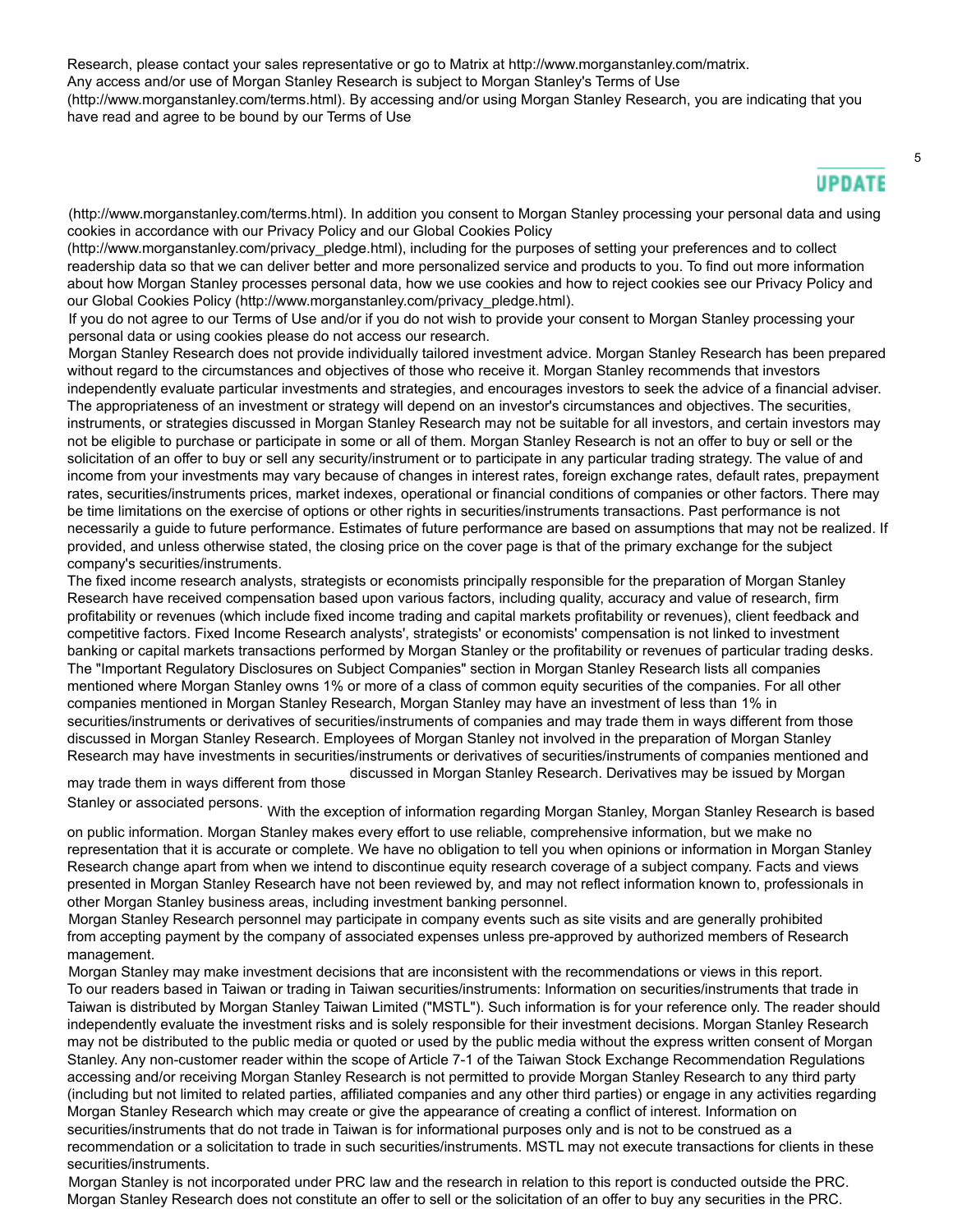Research, please contact your sales representative or go to Matrix at http://www.morganstanley.com/matrix.
Any access and/or use of Morgan Stanley Research is subject to Morgan Stanley's Terms of Use (http://www.morganstanley.com/terms.html). By accessing and/or using Morgan Stanley Research, you are indicating that you have read and agree to be bound by our Terms of Use

(http://www.morganstanley.com/terms.html). In addition you consent to Morgan Stanley processing your personal data and using cookies in accordance with our Privacy Policy and our Global Cookies Policy (http://www.morganstanley.com/privacy_pledge.html), including for the purposes of setting your preferences and to collect readership data so that we can deliver better and more personalized service and products to you. To find out more information about how Morgan Stanley processes personal data, how we use cookies and how to reject cookies see our Privacy Policy and our Global Cookies Policy (http://www.morganstanley.com/privacy_pledge.html).

If you do not agree to our Terms of Use and/or if you do not wish to provide your consent to Morgan Stanley processing your personal data or using cookies please do not access our research.

Morgan Stanley Research does not provide individually tailored investment advice. Morgan Stanley Research has been prepared without regard to the circumstances and objectives of those who receive it. Morgan Stanley recommends that investors independently evaluate particular investments and strategies, and encourages investors to seek the advice of a financial adviser. The appropriateness of an investment or strategy will depend on an investor's circumstances and objectives. The securities, instruments, or strategies discussed in Morgan Stanley Research may not be suitable for all investors, and certain investors may not be eligible to purchase or participate in some or all of them. Morgan Stanley Research is not an offer to buy or sell or the solicitation of an offer to buy or sell any security/instrument or to participate in any particular trading strategy. The value of and income from your investments may vary because of changes in interest rates, foreign exchange rates, default rates, prepayment rates, securities/instruments prices, market indexes, operational or financial conditions of companies or other factors. There may be time limitations on the exercise of options or other rights in securities/instruments transactions. Past performance is not necessarily a guide to future performance. Estimates of future performance are based on assumptions that may not be realized. If provided, and unless otherwise stated, the closing price on the cover page is that of the primary exchange for the subject company's securities/instruments.

The fixed income research analysts, strategists or economists principally responsible for the preparation of Morgan Stanley Research have received compensation based upon various factors, including quality, accuracy and value of research, firm profitability or revenues (which include fixed income trading and capital markets profitability or revenues), client feedback and competitive factors. Fixed Income Research analysts', strategists' or economists' compensation is not linked to investment banking or capital markets transactions performed by Morgan Stanley or the profitability or revenues of particular trading desks.

The "Important Regulatory Disclosures on Subject Companies" section in Morgan Stanley Research lists all companies mentioned where Morgan Stanley owns 1% or more of a class of common equity securities of the companies. For all other companies mentioned in Morgan Stanley Research, Morgan Stanley may have an investment of less than 1% in securities/instruments or derivatives of securities/instruments of companies and may trade them in ways different from those discussed in Morgan Stanley Research. Employees of Morgan Stanley not involved in the preparation of Morgan Stanley Research may have investments in securities/instruments or derivatives of securities/instruments of companies mentioned and may trade them in ways different from those discussed in Morgan Stanley Research. Derivatives may be issued by Morgan Stanley or associated persons. With the exception of information regarding Morgan Stanley, Morgan Stanley Research is based on public information. Morgan Stanley makes every effort to use reliable, comprehensive information, but we make no representation that it is accurate or complete. We have no obligation to tell you when opinions or information in Morgan Stanley Research change apart from when we intend to discontinue equity research coverage of a subject company. Facts and views presented in Morgan Stanley Research have not been reviewed by, and may not reflect information known to, professionals in other Morgan Stanley business areas, including investment banking personnel.

Morgan Stanley Research personnel may participate in company events such as site visits and are generally prohibited from accepting payment by the company of associated expenses unless pre-approved by authorized members of Research management.

Morgan Stanley may make investment decisions that are inconsistent with the recommendations or views in this report.

To our readers based in Taiwan or trading in Taiwan securities/instruments: Information on securities/instruments that trade in Taiwan is distributed by Morgan Stanley Taiwan Limited ("MSTL"). Such information is for your reference only. The reader should independently evaluate the investment risks and is solely responsible for their investment decisions. Morgan Stanley Research may not be distributed to the public media or quoted or used by the public media without the express written consent of Morgan Stanley. Any non-customer reader within the scope of Article 7-1 of the Taiwan Stock Exchange Recommendation Regulations accessing and/or receiving Morgan Stanley Research is not permitted to provide Morgan Stanley Research to any third party (including but not limited to related parties, affiliated companies and any other third parties) or engage in any activities regarding Morgan Stanley Research which may create or give the appearance of creating a conflict of interest. Information on securities/instruments that do not trade in Taiwan is for informational purposes only and is not to be construed as a recommendation or a solicitation to trade in such securities/instruments. MSTL may not execute transactions for clients in these securities/instruments.

Morgan Stanley is not incorporated under PRC law and the research in relation to this report is conducted outside the PRC. Morgan Stanley Research does not constitute an offer to sell or the solicitation of an offer to buy any securities in the PRC.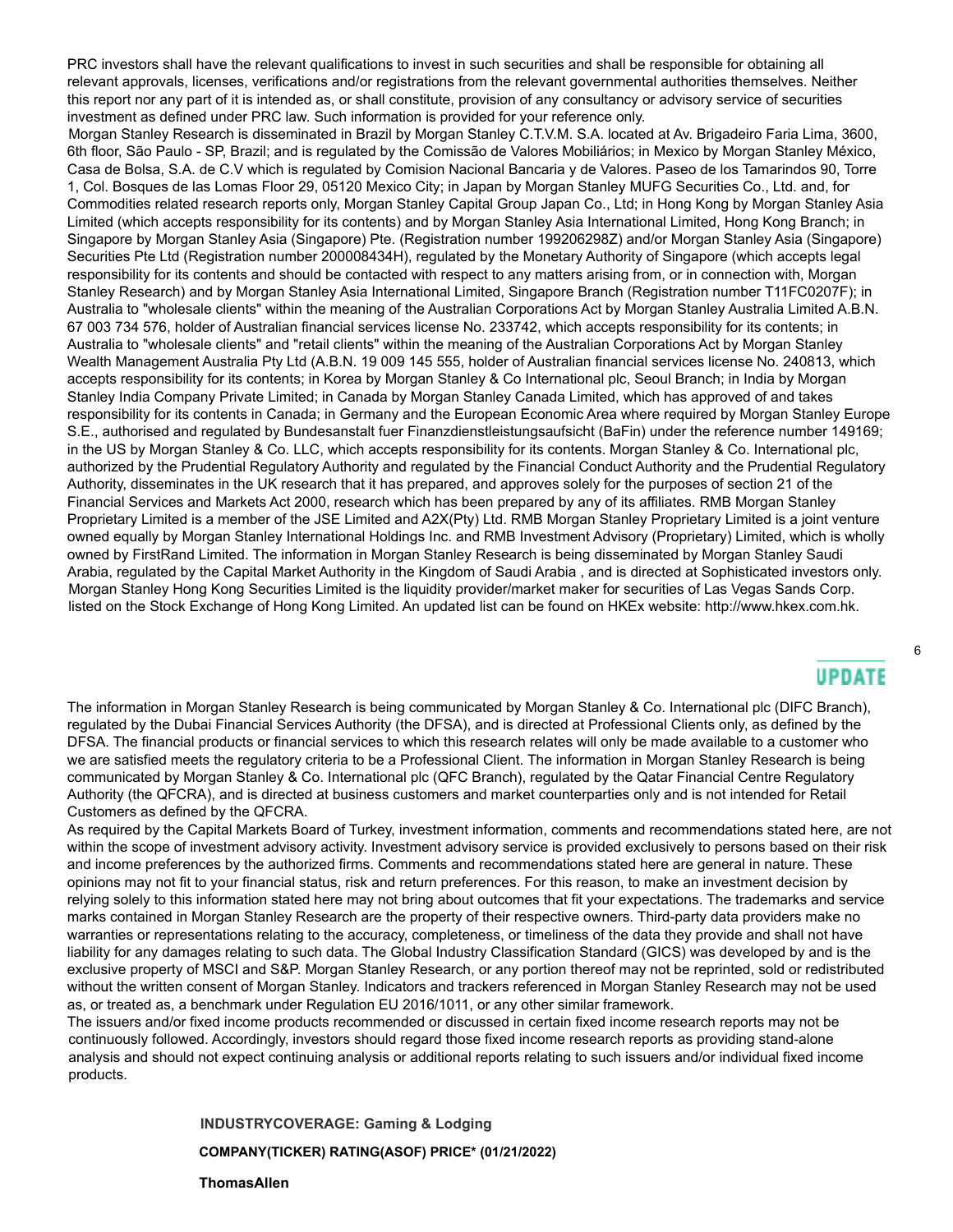PRC investors shall have the relevant qualifications to invest in such securities and shall be responsible for obtaining all relevant approvals, licenses, verifications and/or registrations from the relevant governmental authorities themselves. Neither this report nor any part of it is intended as, or shall constitute, provision of any consultancy or advisory service of securities investment as defined under PRC law. Such information is provided for your reference only.

Morgan Stanley Research is disseminated in Brazil by Morgan Stanley C.T.V.M. S.A. located at Av. Brigadeiro Faria Lima, 3600, 6th floor, São Paulo - SP, Brazil; and is regulated by the Comissão de Valores Mobiliários; in Mexico by Morgan Stanley México, Casa de Bolsa, S.A. de C.V which is regulated by Comision Nacional Bancaria y de Valores. Paseo de los Tamarindos 90, Torre 1, Col. Bosques de las Lomas Floor 29, 05120 Mexico City; in Japan by Morgan Stanley MUFG Securities Co., Ltd. and, for Commodities related research reports only, Morgan Stanley Capital Group Japan Co., Ltd; in Hong Kong by Morgan Stanley Asia Limited (which accepts responsibility for its contents) and by Morgan Stanley Asia International Limited, Hong Kong Branch; in Singapore by Morgan Stanley Asia (Singapore) Pte. (Registration number 199206298Z) and/or Morgan Stanley Asia (Singapore) Securities Pte Ltd (Registration number 200008434H), regulated by the Monetary Authority of Singapore (which accepts legal responsibility for its contents and should be contacted with respect to any matters arising from, or in connection with, Morgan Stanley Research) and by Morgan Stanley Asia International Limited, Singapore Branch (Registration number T11FC0207F); in Australia to "wholesale clients" within the meaning of the Australian Corporations Act by Morgan Stanley Australia Limited A.B.N. 67 003 734 576, holder of Australian financial services license No. 233742, which accepts responsibility for its contents; in Australia to "wholesale clients" and "retail clients" within the meaning of the Australian Corporations Act by Morgan Stanley Wealth Management Australia Pty Ltd (A.B.N. 19 009 145 555, holder of Australian financial services license No. 240813, which accepts responsibility for its contents; in Korea by Morgan Stanley & Co International plc, Seoul Branch; in India by Morgan Stanley India Company Private Limited; in Canada by Morgan Stanley Canada Limited, which has approved of and takes responsibility for its contents in Canada; in Germany and the European Economic Area where required by Morgan Stanley Europe S.E., authorised and regulated by Bundesanstalt fuer Finanzdienstleistungsaufsicht (BaFin) under the reference number 149169; in the US by Morgan Stanley & Co. LLC, which accepts responsibility for its contents. Morgan Stanley & Co. International plc, authorized by the Prudential Regulatory Authority and regulated by the Financial Conduct Authority and the Prudential Regulatory Authority, disseminates in the UK research that it has prepared, and approves solely for the purposes of section 21 of the Financial Services and Markets Act 2000, research which has been prepared by any of its affiliates. RMB Morgan Stanley Proprietary Limited is a member of the JSE Limited and A2X(Pty) Ltd. RMB Morgan Stanley Proprietary Limited is a joint venture owned equally by Morgan Stanley International Holdings Inc. and RMB Investment Advisory (Proprietary) Limited, which is wholly owned by FirstRand Limited. The information in Morgan Stanley Research is being disseminated by Morgan Stanley Saudi Arabia, regulated by the Capital Market Authority in the Kingdom of Saudi Arabia , and is directed at Sophisticated investors only.

Morgan Stanley Hong Kong Securities Limited is the liquidity provider/market maker for securities of Las Vegas Sands Corp. listed on the Stock Exchange of Hong Kong Limited. An updated list can be found on HKEx website: http://www.hkex.com.hk.

UPDATE

The information in Morgan Stanley Research is being communicated by Morgan Stanley & Co. International plc (DIFC Branch), regulated by the Dubai Financial Services Authority (the DFSA), and is directed at Professional Clients only, as defined by the DFSA. The financial products or financial services to which this research relates will only be made available to a customer who we are satisfied meets the regulatory criteria to be a Professional Client. The information in Morgan Stanley Research is being communicated by Morgan Stanley & Co. International plc (QFC Branch), regulated by the Qatar Financial Centre Regulatory Authority (the QFCRA), and is directed at business customers and market counterparties only and is not intended for Retail Customers as defined by the QFCRA.

As required by the Capital Markets Board of Turkey, investment information, comments and recommendations stated here, are not within the scope of investment advisory activity. Investment advisory service is provided exclusively to persons based on their risk and income preferences by the authorized firms. Comments and recommendations stated here are general in nature. These opinions may not fit to your financial status, risk and return preferences. For this reason, to make an investment decision by relying solely to this information stated here may not bring about outcomes that fit your expectations. The trademarks and service marks contained in Morgan Stanley Research are the property of their respective owners. Third-party data providers make no warranties or representations relating to the accuracy, completeness, or timeliness of the data they provide and shall not have liability for any damages relating to such data. The Global Industry Classification Standard (GICS) was developed by and is the exclusive property of MSCI and S&P. Morgan Stanley Research, or any portion thereof may not be reprinted, sold or redistributed without the written consent of Morgan Stanley. Indicators and trackers referenced in Morgan Stanley Research may not be used as, or treated as, a benchmark under Regulation EU 2016/1011, or any other similar framework.

The issuers and/or fixed income products recommended or discussed in certain fixed income research reports may not be continuously followed. Accordingly, investors should regard those fixed income research reports as providing stand-alone analysis and should not expect continuing analysis or additional reports relating to such issuers and/or individual fixed income products.

**INDUSTRYCOVERAGE: Gaming & Lodging**

**COMPANY(TICKER) RATING(ASOF) PRICE* (01/21/2022)**

**ThomasAllen**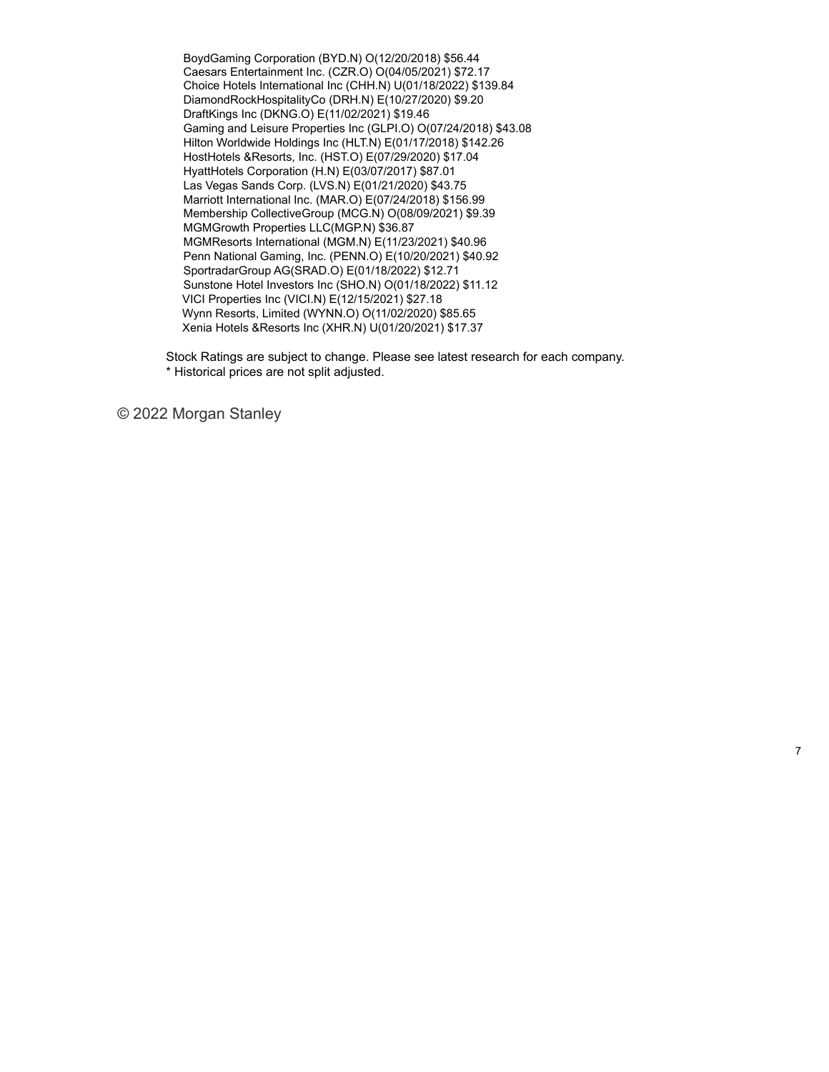BoydGaming Corporation (BYD.N) O(12/20/2018) $56.44
Caesars Entertainment Inc. (CZR.O) O(04/05/2021) $72.17
Choice Hotels International Inc (CHH.N) U(01/18/2022) $139.84
DiamondRockHospitalityCo (DRH.N) E(10/27/2020) $9.20
DraftKings Inc (DKNG.O) E(11/02/2021) $19.46
Gaming and Leisure Properties Inc (GLPI.O) O(07/24/2018) $43.08
Hilton Worldwide Holdings Inc (HLT.N) E(01/17/2018) $142.26
HostHotels &Resorts, Inc. (HST.O) E(07/29/2020) $17.04
HyattHotels Corporation (H.N) E(03/07/2017) $87.01
Las Vegas Sands Corp. (LVS.N) E(01/21/2020) $43.75
Marriott International Inc. (MAR.O) E(07/24/2018) $156.99
Membership CollectiveGroup (MCG.N) O(08/09/2021) $9.39
MGMGrowth Properties LLC(MGP.N) $36.87
MGMResorts International (MGM.N) E(11/23/2021) $40.96
Penn National Gaming, Inc. (PENN.O) E(10/20/2021) $40.92
SportradarGroup AG(SRAD.O) E(01/18/2022) $12.71
Sunstone Hotel Investors Inc (SHO.N) O(01/18/2022) $11.12
VICI Properties Inc (VICI.N) E(12/15/2021) $27.18
Wynn Resorts, Limited (WYNN.O) O(11/02/2020) $85.65
Xenia Hotels &Resorts Inc (XHR.N) U(01/20/2021) $17.37

Stock Ratings are subject to change. Please see latest research for each company.
* Historical prices are not split adjusted.

© 2022 Morgan Stanley